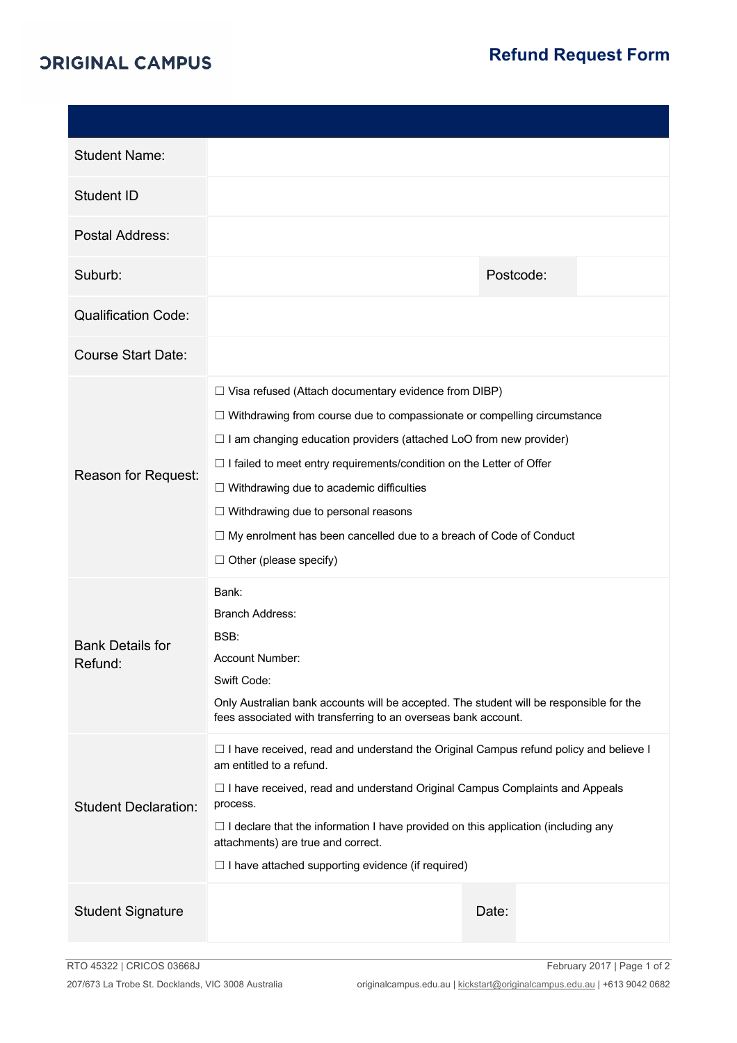ORIGINAL CAMPUS

# Refund Request Form

| | |
|---|---|
| Student Name: | |
| Student ID | |
| Postal Address: | |
| Suburb: | Postcode: |
| Qualification Code: | |
| Course Start Date: | |
| Reason for Request: | ☐ Visa refused (Attach documentary evidence from DIBP)<br>☐ Withdrawing from course due to compassionate or compelling circumstance<br>☐ I am changing education providers (attached LoO from new provider)<br>☐ I failed to meet entry requirements/condition on the Letter of Offer<br>☐ Withdrawing due to academic difficulties<br>☐ Withdrawing due to personal reasons<br>☐ My enrolment has been cancelled due to a breach of Code of Conduct<br>☐ Other (please specify) |
| Bank Details for Refund: | Bank:<br>Branch Address:<br>BSB:<br>Account Number:<br>Swift Code:<br>Only Australian bank accounts will be accepted. The student will be responsible for the fees associated with transferring to an overseas bank account. |
| Student Declaration: | ☐ I have received, read and understand the Original Campus refund policy and believe I am entitled to a refund.<br>☐ I have received, read and understand Original Campus Complaints and Appeals process.<br>☐ I declare that the information I have provided on this application (including any attachments) are true and correct.<br>☐ I have attached supporting evidence (if required) |
| Student Signature | Date: |

RTO 45322 | CRICOS 03668J

February 2017

207/673 La Trobe St. Docklands, VIC 3008 Australia

originalcampus.edu.au | kickstart@originalcampus.edu.au | +613 9042 0682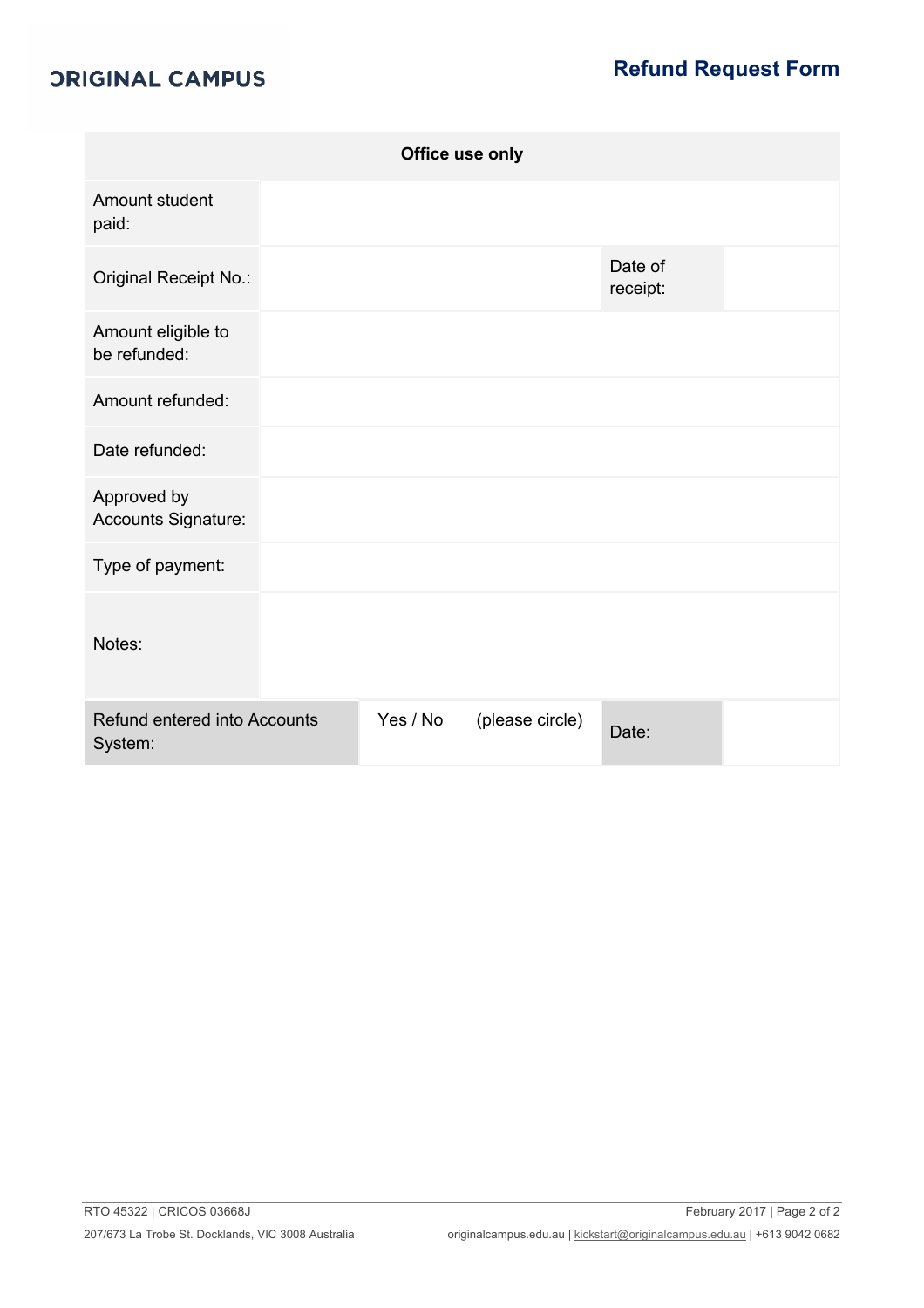ORIGINAL CAMPUS

# Refund Request Form

| Office use only | | | |
|---|---|---|---|
| Amount student paid: | | | |
| Original Receipt No.: | | Date of receipt: | |
| Amount eligible to be refunded: | | | |
| Amount refunded: | | | |
| Date refunded: | | | |
| Approved by Accounts Signature: | | | |
| Type of payment: | | | |
| Notes: | | | |
| Refund entered into Accounts System: | Yes / No (please circle) | Date: | |

RTO 45322 | CRICOS 03668J

207/673 La Trobe St. Docklands, VIC 3008 Australia

February 2017

originalcampus.edu.au | kickstart@originalcampus.edu.au | +613 9042 0682